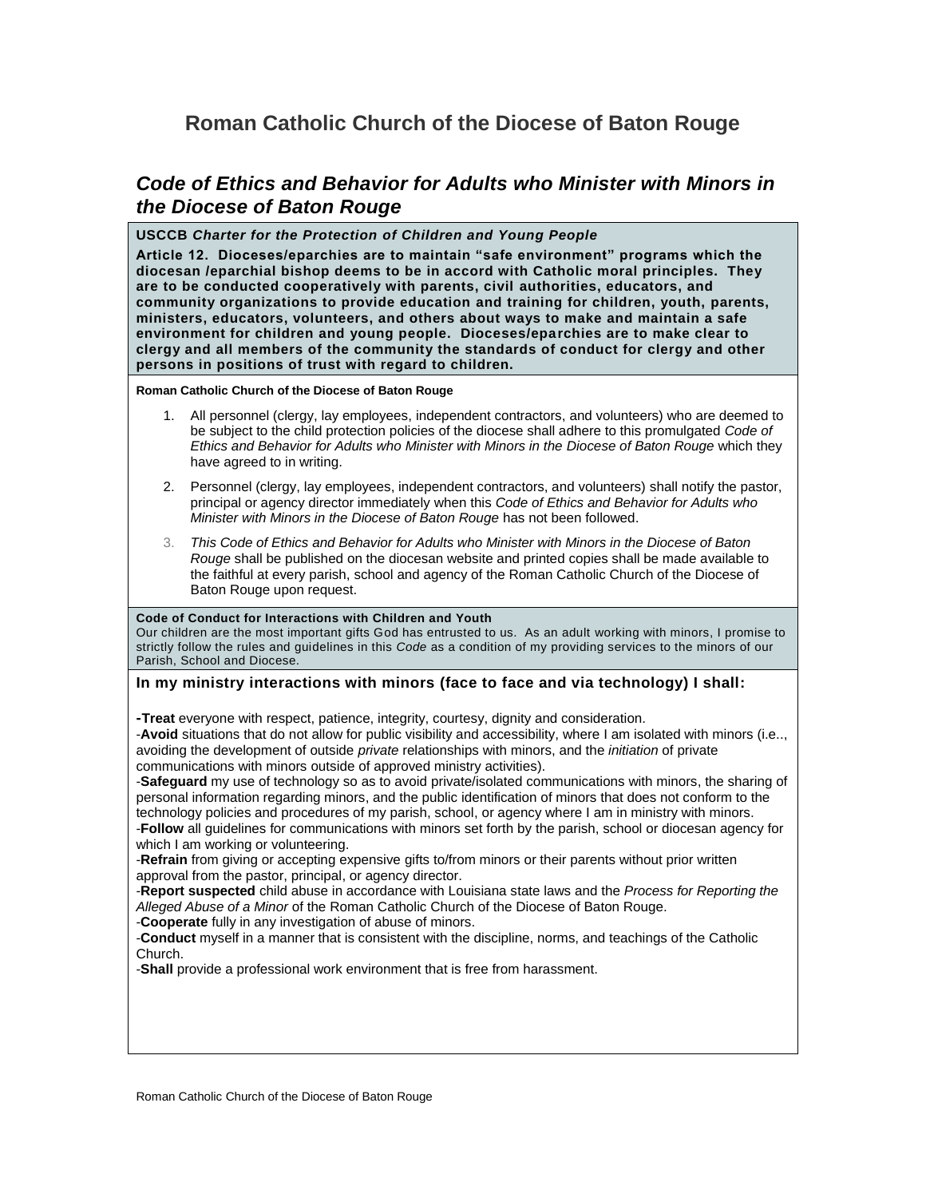# Roman Catholic Church of the Diocese of Baton Rouge

## *Code of Ethics and Behavior for Adults who Minister with Minors in the Diocese of Baton Rouge*

**USCCB *Charter for the Protection of Children and Young People***

**Article 12. Dioceses/eparchies are to maintain "safe environment" programs which the diocesan /eparchial bishop deems to be in accord with Catholic moral principles. They are to be conducted cooperatively with parents, civil authorities, educators, and community organizations to provide education and training for children, youth, parents, ministers, educators, volunteers, and others about ways to make and maintain a safe environment for children and young people. Dioceses/eparchies are to make clear to clergy and all members of the community the standards of conduct for clergy and other persons in positions of trust with regard to children.**

**Roman Catholic Church of the Diocese of Baton Rouge**

1. All personnel (clergy, lay employees, independent contractors, and volunteers) who are deemed to be subject to the child protection policies of the diocese shall adhere to this promulgated *Code of Ethics and Behavior for Adults who Minister with Minors in the Diocese of Baton Rouge* which they have agreed to in writing.
2. Personnel (clergy, lay employees, independent contractors, and volunteers) shall notify the pastor, principal or agency director immediately when this *Code of Ethics and Behavior for Adults who Minister with Minors in the Diocese of Baton Rouge* has not been followed.
3. *This Code of Ethics and Behavior for Adults who Minister with Minors in the Diocese of Baton Rouge* shall be published on the diocesan website and printed copies shall be made available to the faithful at every parish, school and agency of the Roman Catholic Church of the Diocese of Baton Rouge upon request.

**Code of Conduct for Interactions with Children and Youth**

Our children are the most important gifts God has entrusted to us. As an adult working with minors, I promise to strictly follow the rules and guidelines in this *Code* as a condition of my providing services to the minors of our Parish, School and Diocese.

**In my ministry interactions with minors (face to face and via technology) I shall:**

-**Treat** everyone with respect, patience, integrity, courtesy, dignity and consideration.
-**Avoid** situations that do not allow for public visibility and accessibility, where I am isolated with minors (i.e.., avoiding the development of outside *private* relationships with minors, and the *initiation* of private communications with minors outside of approved ministry activities).
-**Safeguard** my use of technology so as to avoid private/isolated communications with minors, the sharing of personal information regarding minors, and the public identification of minors that does not conform to the technology policies and procedures of my parish, school, or agency where I am in ministry with minors.
-**Follow** all guidelines for communications with minors set forth by the parish, school or diocesan agency for which I am working or volunteering.
-**Refrain** from giving or accepting expensive gifts to/from minors or their parents without prior written approval from the pastor, principal, or agency director.
-**Report suspected** child abuse in accordance with Louisiana state laws and the *Process for Reporting the Alleged Abuse of a Minor* of the Roman Catholic Church of the Diocese of Baton Rouge.
-**Cooperate** fully in any investigation of abuse of minors.
-**Conduct** myself in a manner that is consistent with the discipline, norms, and teachings of the Catholic Church.
-**Shall** provide a professional work environment that is free from harassment.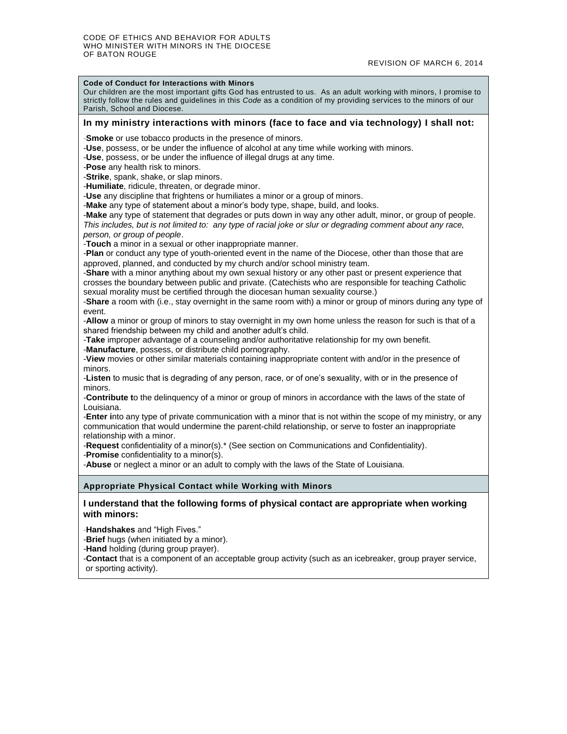CODE OF ETHICS AND BEHAVIOR FOR ADULTS WHO MINISTER WITH MINORS IN THE DIOCESE OF BATON ROUGE

REVISION OF MARCH 6, 2014

**Code of Conduct for Interactions with Minors**

Our children are the most important gifts God has entrusted to us. As an adult working with minors, I promise to strictly follow the rules and guidelines in this *Code* as a condition of my providing services to the minors of our Parish, School and Diocese.

## In my ministry interactions with minors (face to face and via technology) I shall not:

-**Smoke** or use tobacco products in the presence of minors.
-**Use**, possess, or be under the influence of alcohol at any time while working with minors.
-**Use**, possess, or be under the influence of illegal drugs at any time.
-**Pose** any health risk to minors.
-**Strike**, spank, shake, or slap minors.
-**Humiliate**, ridicule, threaten, or degrade minor.
-**Use** any discipline that frightens or humiliates a minor or a group of minors.
-**Make** any type of statement about a minor's body type, shape, build, and looks.
-**Make** any type of statement that degrades or puts down in way any other adult, minor, or group of people. *This includes, but is not limited to: any type of racial joke or slur or degrading comment about any race, person, or group of people*.
-**Touch** a minor in a sexual or other inappropriate manner.
-**Plan** or conduct any type of youth-oriented event in the name of the Diocese, other than those that are approved, planned, and conducted by my church and/or school ministry team.
-**Share** with a minor anything about my own sexual history or any other past or present experience that crosses the boundary between public and private. (Catechists who are responsible for teaching Catholic sexual morality must be certified through the diocesan human sexuality course.)
-**Share** a room with (i.e., stay overnight in the same room with) a minor or group of minors during any type of event.
-**Allow** a minor or group of minors to stay overnight in my own home unless the reason for such is that of a shared friendship between my child and another adult's child.
-**Take** improper advantage of a counseling and/or authoritative relationship for my own benefit.
-**Manufacture**, possess, or distribute child pornography.
-**View** movies or other similar materials containing inappropriate content with and/or in the presence of minors.
-**Listen** to music that is degrading of any person, race, or of one's sexuality, with or in the presence of minors.
-**Contribute t**o the delinquency of a minor or group of minors in accordance with the laws of the state of Louisiana.
-**Enter i**nto any type of private communication with a minor that is not within the scope of my ministry, or any communication that would undermine the parent-child relationship, or serve to foster an inappropriate relationship with a minor.
-**Request** confidentiality of a minor(s).* (See section on Communications and Confidentiality).
-**Promise** confidentiality to a minor(s).
-**Abuse** or neglect a minor or an adult to comply with the laws of the State of Louisiana.

**Appropriate Physical Contact while Working with Minors**

## I understand that the following forms of physical contact are appropriate when working with minors:

-**Handshakes** and "High Fives."
-**Brief** hugs (when initiated by a minor).
-**Hand** holding (during group prayer).
-**Contact** that is a component of an acceptable group activity (such as an icebreaker, group prayer service, or sporting activity).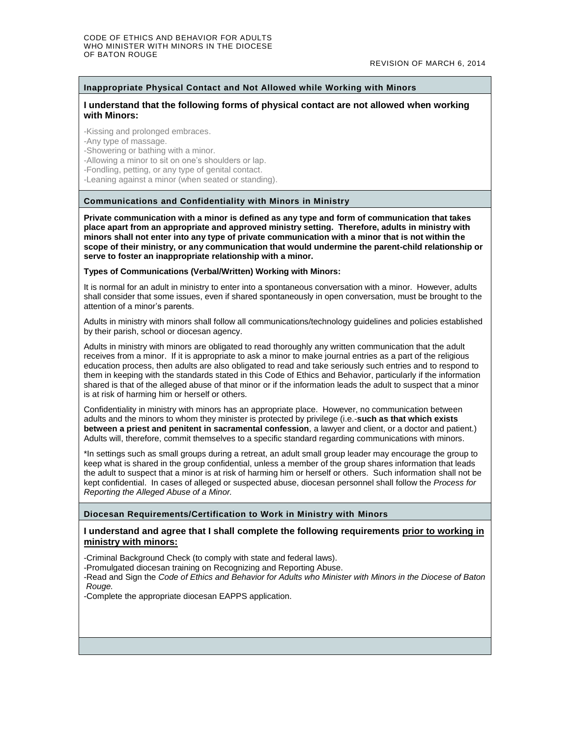## Inappropriate Physical Contact and Not Allowed while Working with Minors

**I understand that the following forms of physical contact are not allowed when working with Minors:**

-Kissing and prolonged embraces.
-Any type of massage.
-Showering or bathing with a minor.
-Allowing a minor to sit on one's shoulders or lap.
-Fondling, petting, or any type of genital contact.
-Leaning against a minor (when seated or standing).

## Communications and Confidentiality with Minors in Ministry

**Private communication with a minor is defined as any type and form of communication that takes place apart from an appropriate and approved ministry setting. Therefore, adults in ministry with minors shall not enter into any type of private communication with a minor that is not within the scope of their ministry, or any communication that would undermine the parent-child relationship or serve to foster an inappropriate relationship with a minor.**

**Types of Communications (Verbal/Written) Working with Minors:**

It is normal for an adult in ministry to enter into a spontaneous conversation with a minor. However, adults shall consider that some issues, even if shared spontaneously in open conversation, must be brought to the attention of a minor's parents.

Adults in ministry with minors shall follow all communications/technology guidelines and policies established by their parish, school or diocesan agency.

Adults in ministry with minors are obligated to read thoroughly any written communication that the adult receives from a minor. If it is appropriate to ask a minor to make journal entries as a part of the religious education process, then adults are also obligated to read and take seriously such entries and to respond to them in keeping with the standards stated in this Code of Ethics and Behavior, particularly if the information shared is that of the alleged abuse of that minor or if the information leads the adult to suspect that a minor is at risk of harming him or herself or others.

Confidentiality in ministry with minors has an appropriate place. However, no communication between adults and the minors to whom they minister is protected by privilege (i.e.-**such as that which exists between a priest and penitent in sacramental confession**, a lawyer and client, or a doctor and patient.) Adults will, therefore, commit themselves to a specific standard regarding communications with minors.

*In settings such as small groups during a retreat, an adult small group leader may encourage the group to keep what is shared in the group confidential, unless a member of the group shares information that leads the adult to suspect that a minor is at risk of harming him or herself or others. Such information shall not be kept confidential. In cases of alleged or suspected abuse, diocesan personnel shall follow the *Process for Reporting the Alleged Abuse of a Minor.*

## Diocesan Requirements/Certification to Work in Ministry with Minors

**I understand and agree that I shall complete the following requirements prior to working in ministry with minors:**

-Criminal Background Check (to comply with state and federal laws).
-Promulgated diocesan training on Recognizing and Reporting Abuse.
-Read and Sign the *Code of Ethics and Behavior for Adults who Minister with Minors in the Diocese of Baton Rouge.*
-Complete the appropriate diocesan EAPPS application.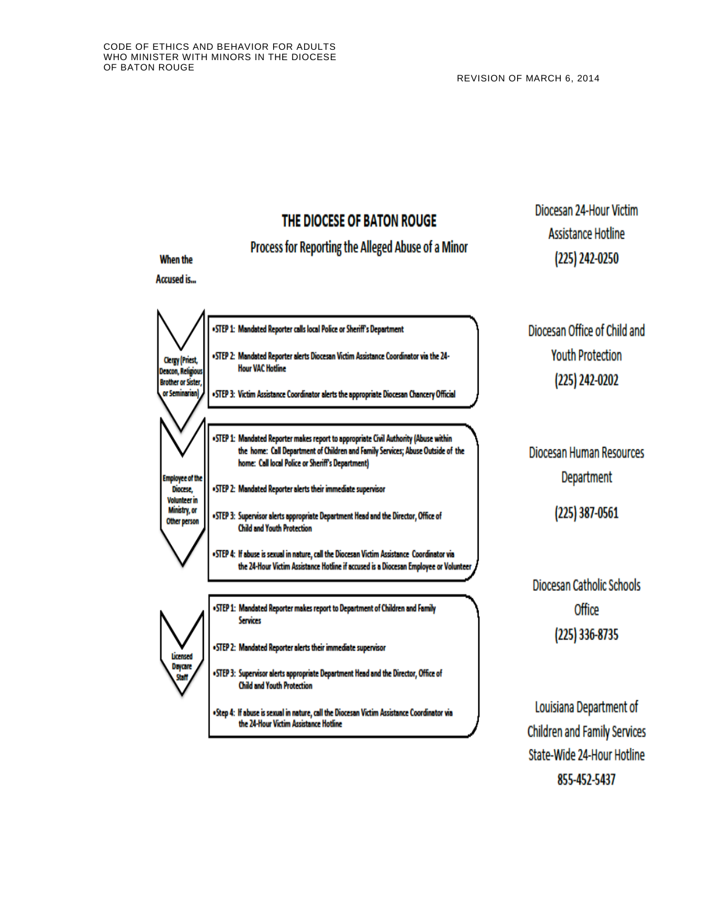# THE DIOCESE OF BATON ROUGE

## Process for Reporting the Alleged Abuse of a Minor

**When the Accused is...**

**Clergy (Priest, Deacon, Religious Brother or Sister, or Seminarian)**

- STEP 1: Mandated Reporter calls local Police or Sheriff's Department
- STEP 2: Mandated Reporter alerts Diocesan Victim Assistance Coordinator via the 24-Hour VAC Hotline
- STEP 3: Victim Assistance Coordinator alerts the appropriate Diocesan Chancery Official

**Employee of the Diocese, Volunteer in Ministry, or Other person**

- STEP 1: Mandated Reporter makes report to appropriate Civil Authority (Abuse within the home: Call Department of Children and Family Services; Abuse Outside of the home: Call local Police or Sheriff's Department)
- STEP 2: Mandated Reporter alerts their immediate supervisor
- STEP 3: Supervisor alerts appropriate Department Head and the Director, Office of Child and Youth Protection
- STEP 4: If abuse is sexual in nature, call the Diocesan Victim Assistance Coordinator via the 24-Hour Victim Assistance Hotline if accused is a Diocesan Employee or Volunteer

**Licensed Daycare Staff**

- STEP 1: Mandated Reporter makes report to Department of Children and Family Services
- STEP 2: Mandated Reporter alerts their immediate supervisor
- STEP 3: Supervisor alerts appropriate Department Head and the Director, Office of Child and Youth Protection
- Step 4: If abuse is sexual in nature, call the Diocesan Victim Assistance Coordinator via the 24-Hour Victim Assistance Hotline

---

Diocesan 24-Hour Victim Assistance Hotline
(225) 242-0250

Diocesan Office of Child and Youth Protection
(225) 242-0202

Diocesan Human Resources Department
(225) 387-0561

Diocesan Catholic Schools Office
(225) 336-8735

Louisiana Department of Children and Family Services State-Wide 24-Hour Hotline
855-452-5437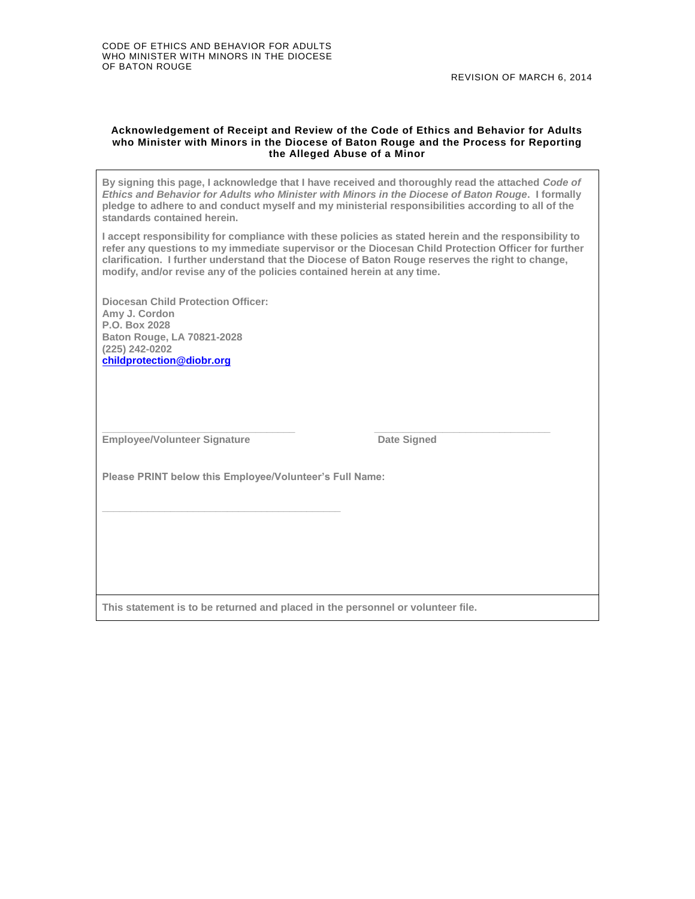## Acknowledgement of Receipt and Review of the Code of Ethics and Behavior for Adults who Minister with Minors in the Diocese of Baton Rouge and the Process for Reporting the Alleged Abuse of a Minor

**By signing this page, I acknowledge that I have received and thoroughly read the attached *Code of Ethics and Behavior for Adults who Minister with Minors in the Diocese of Baton Rouge*. I formally pledge to adhere to and conduct myself and my ministerial responsibilities according to all of the standards contained herein.**

**I accept responsibility for compliance with these policies as stated herein and the responsibility to refer any questions to my immediate supervisor or the Diocesan Child Protection Officer for further clarification. I further understand that the Diocese of Baton Rouge reserves the right to change, modify, and/or revise any of the policies contained herein at any time.**

**Diocesan Child Protection Officer:**
**Amy J. Cordon**
**P.O. Box 2028**
**Baton Rouge, LA 70821-2028**
**(225) 242-0202**
**childprotection@diobr.org**

_______________________________ _______________________________

**Employee/Volunteer Signature** **Date Signed**

**Please PRINT below this Employee/Volunteer's Full Name:**

_______________________________________

**This statement is to be returned and placed in the personnel or volunteer file.**